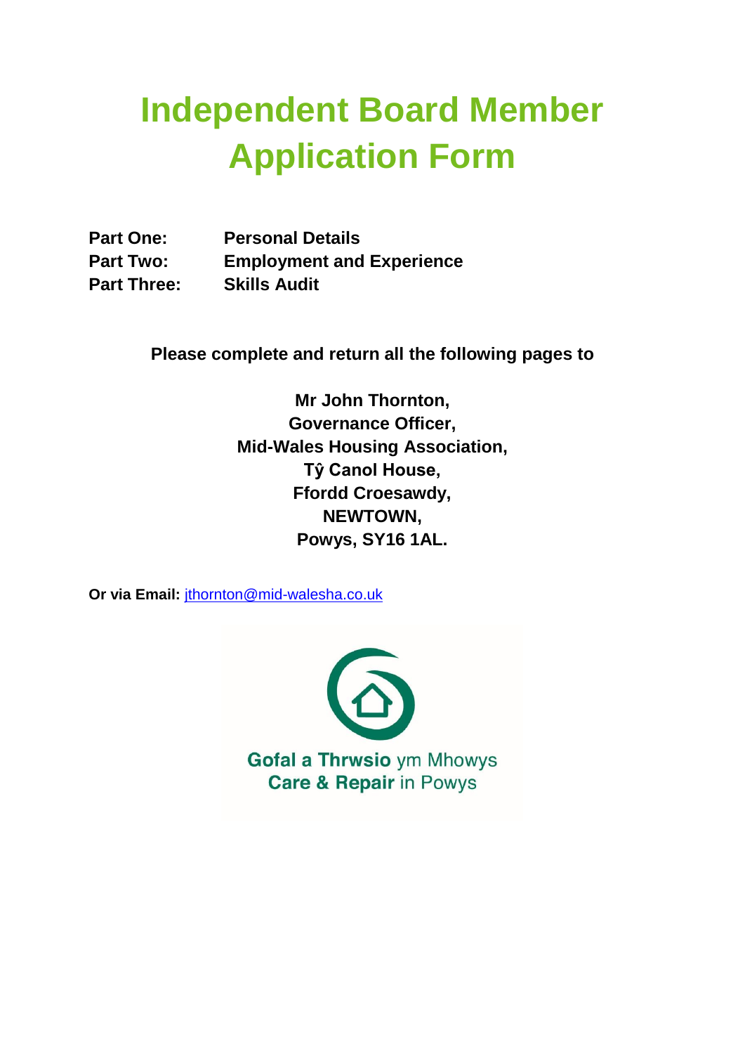# Independent Board Member Application Form

| | |
|---|---|
| **Part One:** | **Personal Details** |
| **Part Two:** | **Employment and Experience** |
| **Part Three:** | **Skills Audit** |

**Please complete and return all the following pages to**

**Mr John Thornton,**
**Governance Officer,**
**Mid-Wales Housing Association,**
**Tŷ Canol House,**
**Ffordd Croesawdy,**
**NEWTOWN,**
**Powys, SY16 1AL.**

**Or via Email:** jthornton@mid-walesha.co.uk

**Gofal a Thrwsio** ym Mhowys
**Care & Repair** in Powys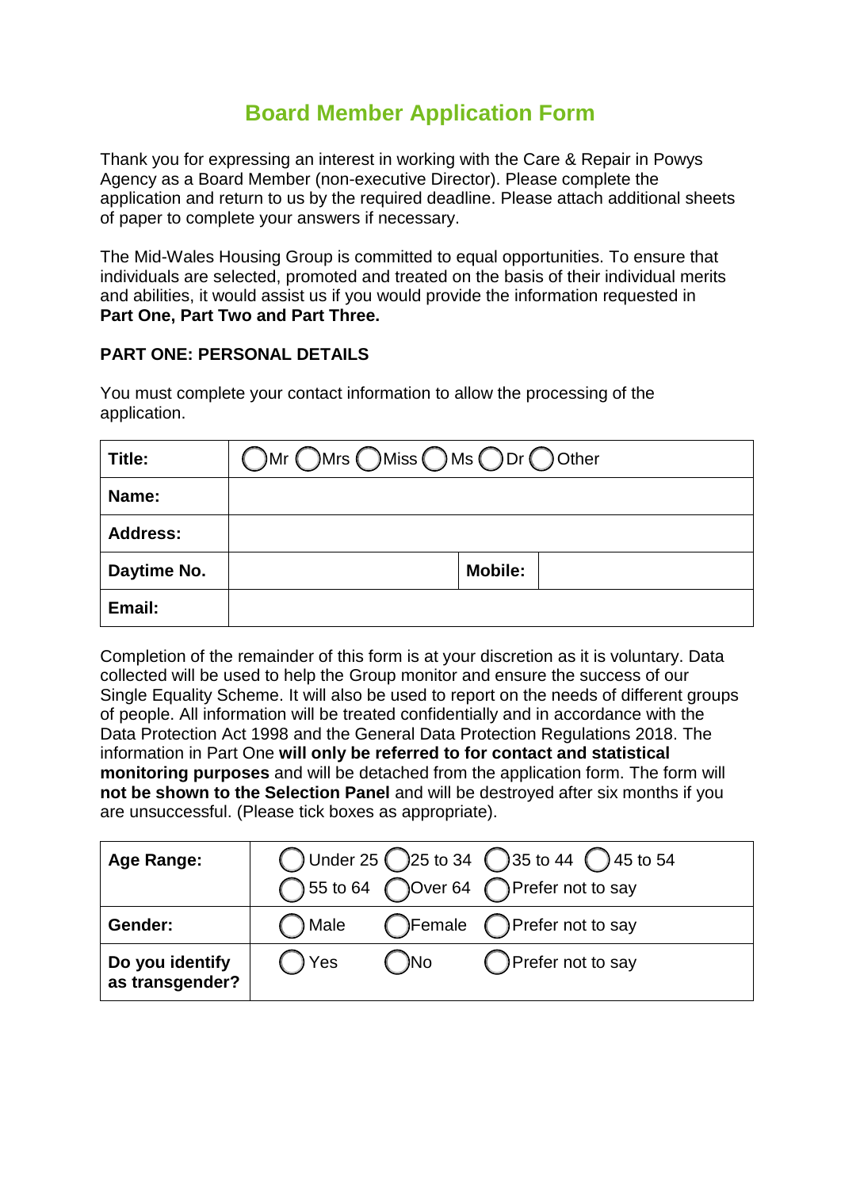# Board Member Application Form

Thank you for expressing an interest in working with the Care & Repair in Powys Agency as a Board Member (non-executive Director). Please complete the application and return to us by the required deadline. Please attach additional sheets of paper to complete your answers if necessary.

The Mid-Wales Housing Group is committed to equal opportunities. To ensure that individuals are selected, promoted and treated on the basis of their individual merits and abilities, it would assist us if you would provide the information requested in **Part One, Part Two and Part Three.**

## PART ONE: PERSONAL DETAILS

You must complete your contact information to allow the processing of the application.

| **Title:** | ◯ Mr ◯ Mrs ◯ Miss ◯ Ms ◯ Dr ◯ Other | | |
|---|---|---|---|
| **Name:** | | | |
| **Address:** | | | |
| **Daytime No.** | | **Mobile:** | |
| **Email:** | | | |

Completion of the remainder of this form is at your discretion as it is voluntary. Data collected will be used to help the Group monitor and ensure the success of our Single Equality Scheme. It will also be used to report on the needs of different groups of people. All information will be treated confidentially and in accordance with the Data Protection Act 1998 and the General Data Protection Regulations 2018. The information in Part One **will only be referred to for contact and statistical monitoring purposes** and will be detached from the application form. The form will **not be shown to the Selection Panel** and will be destroyed after six months if you are unsuccessful. (Please tick boxes as appropriate).

| **Age Range:** | ◯ Under 25 ◯ 25 to 34 ◯ 35 to 44 ◯ 45 to 54<br>◯ 55 to 64 ◯ Over 64 ◯ Prefer not to say |
|---|---|
| **Gender:** | ◯ Male ◯ Female ◯ Prefer not to say |
| **Do you identify as transgender?** | ◯ Yes ◯ No ◯ Prefer not to say |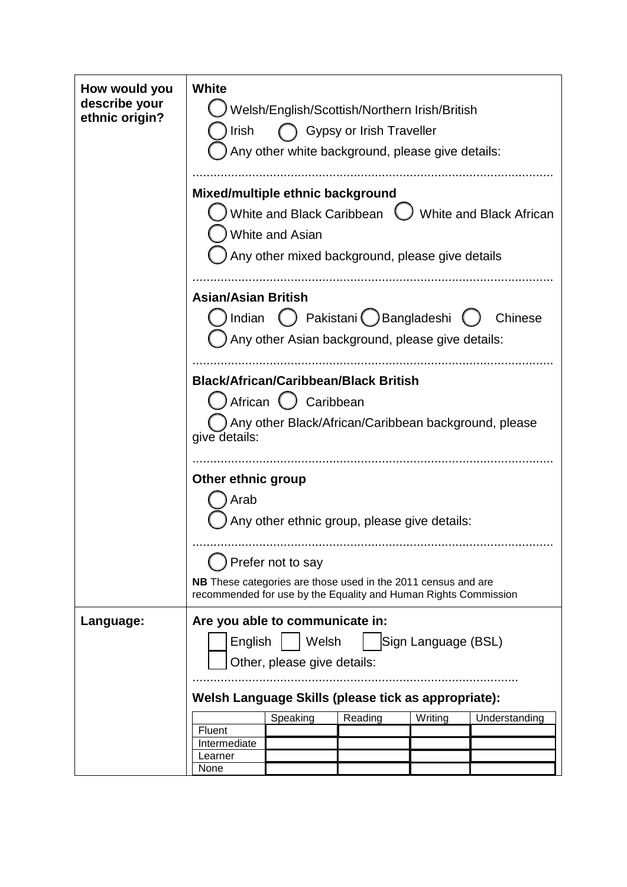| | |
|---|---|
| **How would you describe your ethnic origin?** | **White**<br>◯ Welsh/English/Scottish/Northern Irish/British<br>◯ Irish ◯ Gypsy or Irish Traveller<br>◯ Any other white background, please give details:<br>.....................................................................................................<br>**Mixed/multiple ethnic background**<br>◯ White and Black Caribbean ◯ White and Black African<br>◯ White and Asian<br>◯ Any other mixed background, please give details<br>.....................................................................................................<br>**Asian/Asian British**<br>◯ Indian ◯ Pakistani ◯ Bangladeshi ◯ Chinese<br>◯ Any other Asian background, please give details:<br>.....................................................................................................<br>**Black/African/Caribbean/Black British**<br>◯ African ◯ Caribbean<br>◯ Any other Black/African/Caribbean background, please give details:<br>.....................................................................................................<br>**Other ethnic group**<br>◯ Arab<br>◯ Any other ethnic group, please give details:<br>.....................................................................................................<br>◯ Prefer not to say<br>**NB** These categories are those used in the 2011 census and are recommended for use by the Equality and Human Rights Commission |
| **Language:** | **Are you able to communicate in:**<br>☐ English ☐ Welsh ☐ Sign Language (BSL)<br>☐ Other, please give details:<br>.........................................................................................<br>**Welsh Language Skills (please tick as appropriate):** |

| | Speaking | Reading | Writing | Understanding |
|---|---|---|---|---|
| Fluent | | | | |
| Intermediate | | | | |
| Learner | | | | |
| None | | | | |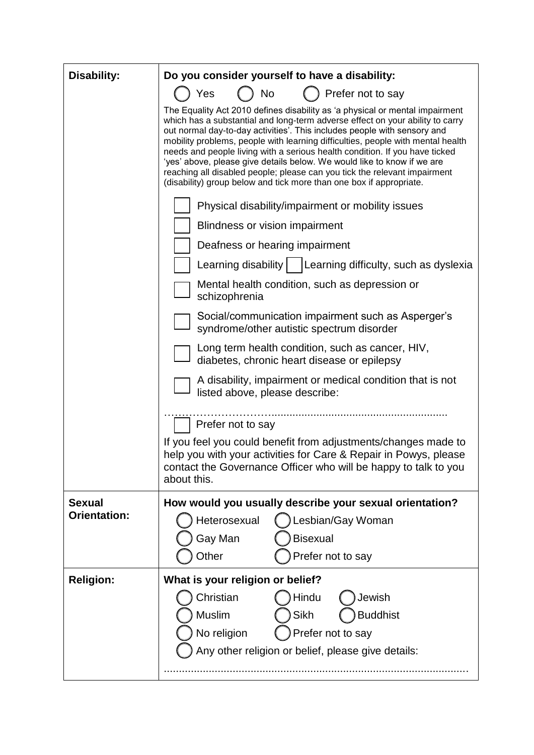| | |
|---|---|
| **Disability:** | **Do you consider yourself to have a disability:**<br>◯ Yes ◯ No ◯ Prefer not to say<br>The Equality Act 2010 defines disability as 'a physical or mental impairment which has a substantial and long-term adverse effect on your ability to carry out normal day-to-day activities'. This includes people with sensory and mobility problems, people with learning difficulties, people with mental health needs and people living with a serious health condition. If you have ticked 'yes' above, please give details below. We would like to know if we are reaching all disabled people; please can you tick the relevant impairment (disability) group below and tick more than one box if appropriate.<br>☐ Physical disability/impairment or mobility issues<br>☐ Blindness or vision impairment<br>☐ Deafness or hearing impairment<br>☐ Learning disability ☐ Learning difficulty, such as dyslexia<br>☐ Mental health condition, such as depression or schizophrenia<br>☐ Social/communication impairment such as Asperger's syndrome/other autistic spectrum disorder<br>☐ Long term health condition, such as cancer, HIV, diabetes, chronic heart disease or epilepsy<br>☐ A disability, impairment or medical condition that is not listed above, please describe:<br>……………………………………………………………………<br>☐ Prefer not to say<br>If you feel you could benefit from adjustments/changes made to help you with your activities for Care & Repair in Powys, please contact the Governance Officer who will be happy to talk to you about this. |
| **Sexual Orientation:** | **How would you usually describe your sexual orientation?**<br>◯ Heterosexual ◯ Lesbian/Gay Woman<br>◯ Gay Man ◯ Bisexual<br>◯ Other ◯ Prefer not to say |
| **Religion:** | **What is your religion or belief?**<br>◯ Christian ◯ Hindu ◯ Jewish<br>◯ Muslim ◯ Sikh ◯ Buddhist<br>◯ No religion ◯ Prefer not to say<br>◯ Any other religion or belief, please give details:<br>……………………………………………………………………………… |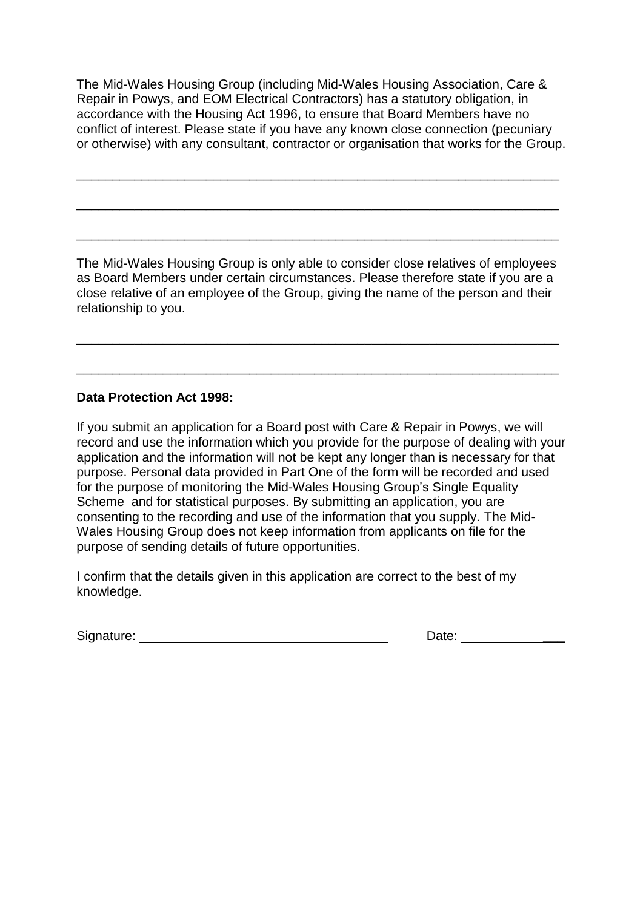The Mid-Wales Housing Group (including Mid-Wales Housing Association, Care & Repair in Powys, and EOM Electrical Contractors) has a statutory obligation, in accordance with the Housing Act 1996, to ensure that Board Members have no conflict of interest. Please state if you have any known close connection (pecuniary or otherwise) with any consultant, contractor or organisation that works for the Group.

\_\_\_\_\_\_\_\_\_\_\_\_\_\_\_\_\_\_\_\_\_\_\_\_\_\_\_\_\_\_\_\_\_\_\_\_\_\_\_\_\_\_\_\_\_\_\_\_\_\_\_\_\_\_\_\_\_\_\_\_\_\_\_\_

\_\_\_\_\_\_\_\_\_\_\_\_\_\_\_\_\_\_\_\_\_\_\_\_\_\_\_\_\_\_\_\_\_\_\_\_\_\_\_\_\_\_\_\_\_\_\_\_\_\_\_\_\_\_\_\_\_\_\_\_\_\_\_\_

\_\_\_\_\_\_\_\_\_\_\_\_\_\_\_\_\_\_\_\_\_\_\_\_\_\_\_\_\_\_\_\_\_\_\_\_\_\_\_\_\_\_\_\_\_\_\_\_\_\_\_\_\_\_\_\_\_\_\_\_\_\_\_\_

The Mid-Wales Housing Group is only able to consider close relatives of employees as Board Members under certain circumstances. Please therefore state if you are a close relative of an employee of the Group, giving the name of the person and their relationship to you.

\_\_\_\_\_\_\_\_\_\_\_\_\_\_\_\_\_\_\_\_\_\_\_\_\_\_\_\_\_\_\_\_\_\_\_\_\_\_\_\_\_\_\_\_\_\_\_\_\_\_\_\_\_\_\_\_\_\_\_\_\_\_\_\_

\_\_\_\_\_\_\_\_\_\_\_\_\_\_\_\_\_\_\_\_\_\_\_\_\_\_\_\_\_\_\_\_\_\_\_\_\_\_\_\_\_\_\_\_\_\_\_\_\_\_\_\_\_\_\_\_\_\_\_\_\_\_\_\_

**Data Protection Act 1998:**

If you submit an application for a Board post with Care & Repair in Powys, we will record and use the information which you provide for the purpose of dealing with your application and the information will not be kept any longer than is necessary for that purpose. Personal data provided in Part One of the form will be recorded and used for the purpose of monitoring the Mid-Wales Housing Group's Single Equality Scheme and for statistical purposes. By submitting an application, you are consenting to the recording and use of the information that you supply. The Mid-Wales Housing Group does not keep information from applicants on file for the purpose of sending details of future opportunities.

I confirm that the details given in this application are correct to the best of my knowledge.

Signature: \_\_\_\_\_\_\_\_\_\_\_\_\_\_\_\_\_\_\_\_\_\_\_\_\_\_\_\_\_\_ Date: \_\_\_\_\_\_\_\_\_\_\_\_\_\_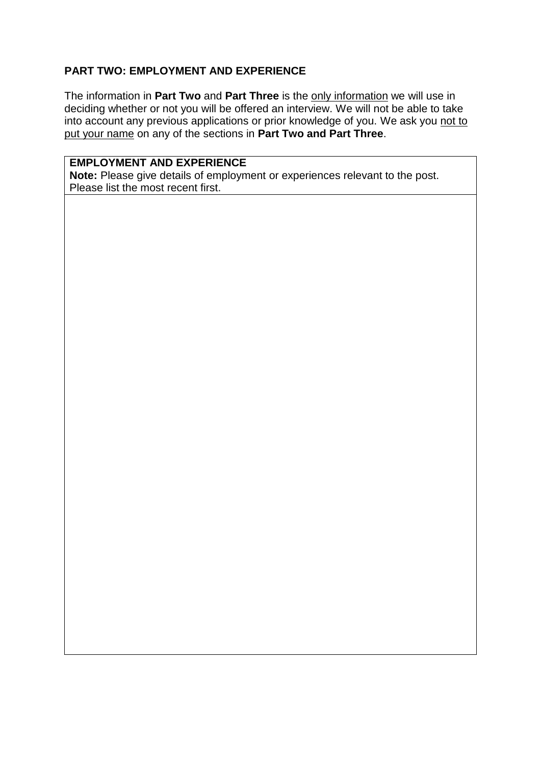## PART TWO: EMPLOYMENT AND EXPERIENCE

The information in **Part Two** and **Part Three** is the only information we will use in deciding whether or not you will be offered an interview. We will not be able to take into account any previous applications or prior knowledge of you. We ask you not to put your name on any of the sections in **Part Two and Part Three**.

| **EMPLOYMENT AND EXPERIENCE**<br>**Note:** Please give details of employment or experiences relevant to the post. Please list the most recent first. |
| --- |
| |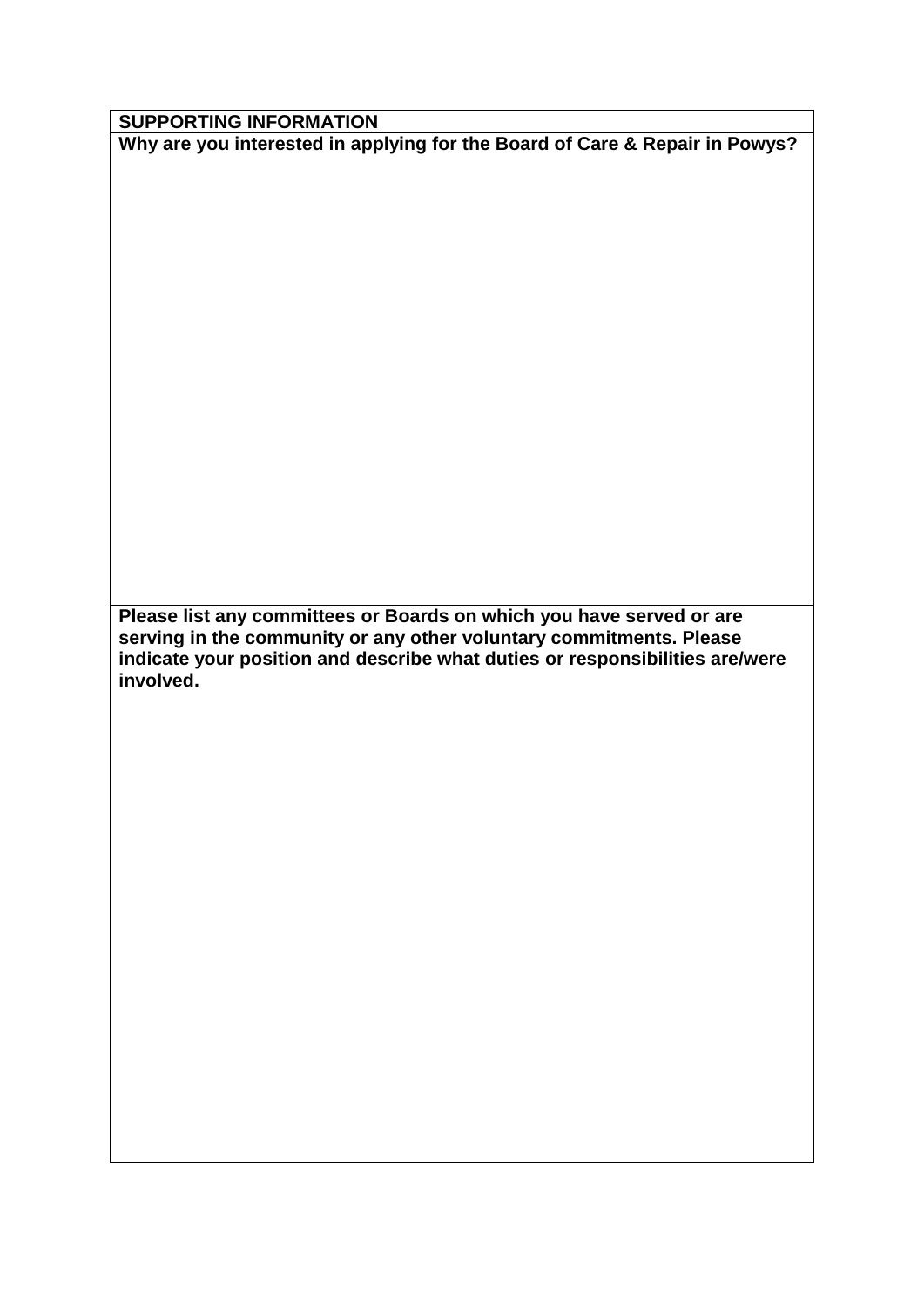| **SUPPORTING INFORMATION** |
| --- |
| **Why are you interested in applying for the Board of Care & Repair in Powys?** |
| |
| **Please list any committees or Boards on which you have served or are serving in the community or any other voluntary commitments. Please indicate your position and describe what duties or responsibilities are/were involved.** |
| |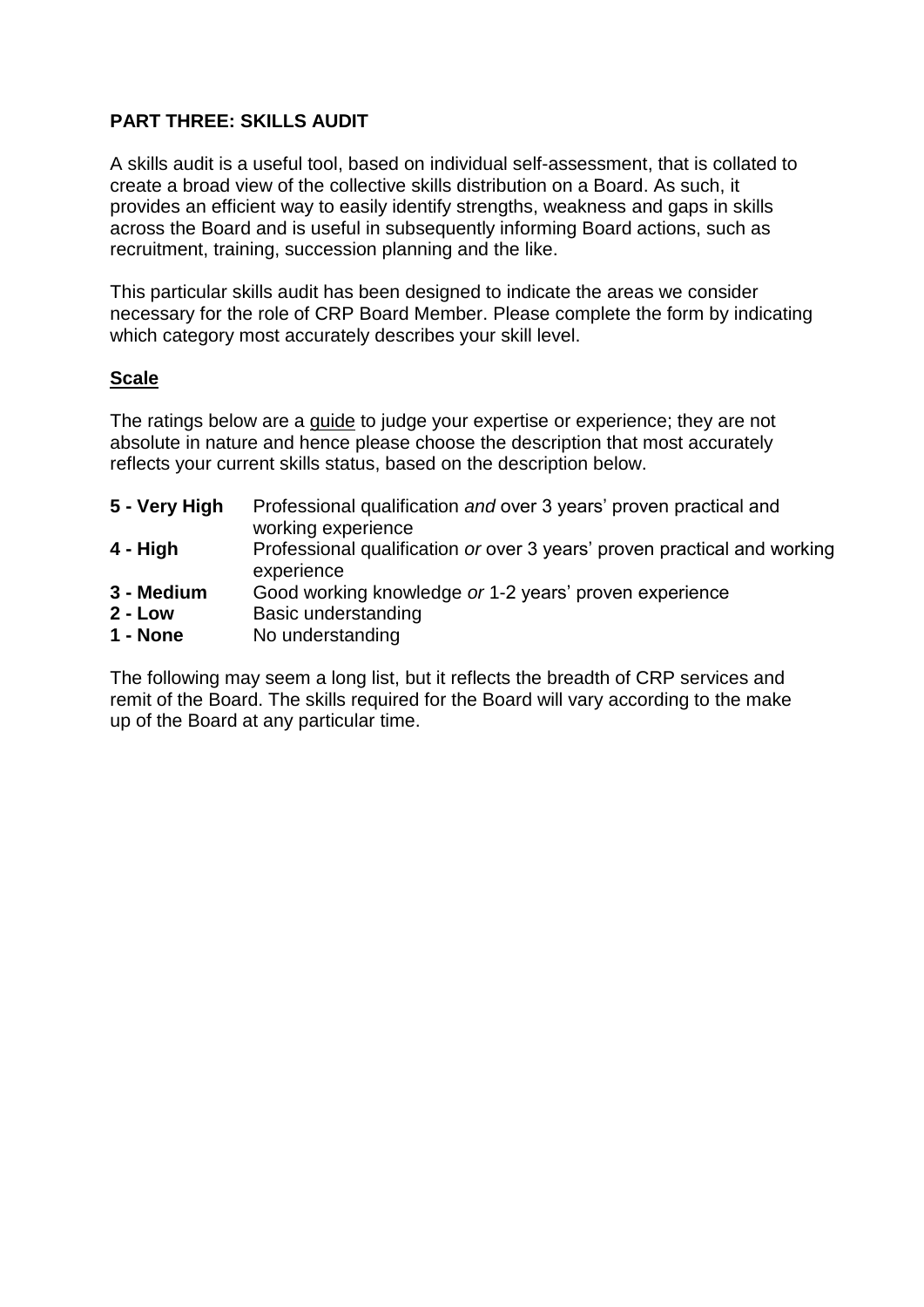**PART THREE: SKILLS AUDIT**

A skills audit is a useful tool, based on individual self-assessment, that is collated to create a broad view of the collective skills distribution on a Board. As such, it provides an efficient way to easily identify strengths, weakness and gaps in skills across the Board and is useful in subsequently informing Board actions, such as recruitment, training, succession planning and the like.

This particular skills audit has been designed to indicate the areas we consider necessary for the role of CRP Board Member. Please complete the form by indicating which category most accurately describes your skill level.

**Scale**

The ratings below are a guide to judge your expertise or experience; they are not absolute in nature and hence please choose the description that most accurately reflects your current skills status, based on the description below.

**5 - Very High** Professional qualification *and* over 3 years' proven practical and working experience
**4 - High** Professional qualification *or* over 3 years' proven practical and working experience
**3 - Medium** Good working knowledge *or* 1-2 years' proven experience
**2 - Low** Basic understanding
**1 - None** No understanding

The following may seem a long list, but it reflects the breadth of CRP services and remit of the Board. The skills required for the Board will vary according to the make up of the Board at any particular time.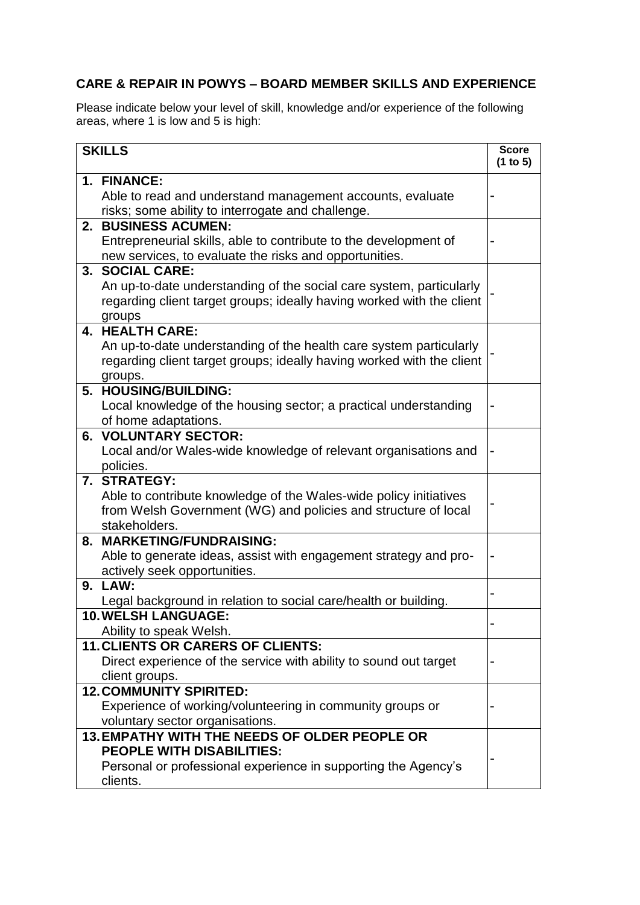## CARE & REPAIR IN POWYS – BOARD MEMBER SKILLS AND EXPERIENCE

Please indicate below your level of skill, knowledge and/or experience of the following areas, where 1 is low and 5 is high:

| SKILLS | Score (1 to 5) |
|---|---|
| **1. FINANCE:** Able to read and understand management accounts, evaluate risks; some ability to interrogate and challenge. | - |
| **2. BUSINESS ACUMEN:** Entrepreneurial skills, able to contribute to the development of new services, to evaluate the risks and opportunities. | - |
| **3. SOCIAL CARE:** An up-to-date understanding of the social care system, particularly regarding client target groups; ideally having worked with the client groups | - |
| **4. HEALTH CARE:** An up-to-date understanding of the health care system particularly regarding client target groups; ideally having worked with the client groups. | - |
| **5. HOUSING/BUILDING:** Local knowledge of the housing sector; a practical understanding of home adaptations. | - |
| **6. VOLUNTARY SECTOR:** Local and/or Wales-wide knowledge of relevant organisations and policies. | - |
| **7. STRATEGY:** Able to contribute knowledge of the Wales-wide policy initiatives from Welsh Government (WG) and policies and structure of local stakeholders. | - |
| **8. MARKETING/FUNDRAISING:** Able to generate ideas, assist with engagement strategy and pro-actively seek opportunities. | - |
| **9. LAW:** Legal background in relation to social care/health or building. | - |
| **10. WELSH LANGUAGE:** Ability to speak Welsh. | - |
| **11. CLIENTS OR CARERS OF CLIENTS:** Direct experience of the service with ability to sound out target client groups. | - |
| **12. COMMUNITY SPIRITED:** Experience of working/volunteering in community groups or voluntary sector organisations. | - |
| **13. EMPATHY WITH THE NEEDS OF OLDER PEOPLE OR PEOPLE WITH DISABILITIES:** Personal or professional experience in supporting the Agency's clients. | - |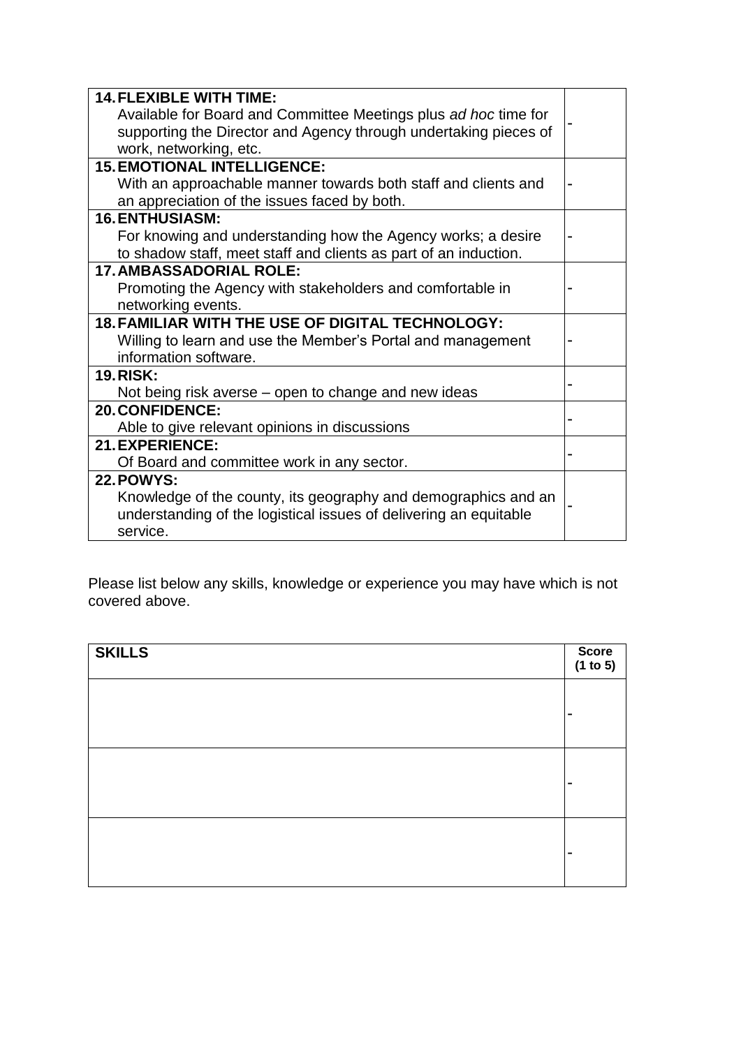| | |
|---|---|
| **14. FLEXIBLE WITH TIME:**<br>Available for Board and Committee Meetings plus *ad hoc* time for supporting the Director and Agency through undertaking pieces of work, networking, etc. | - |
| **15. EMOTIONAL INTELLIGENCE:**<br>With an approachable manner towards both staff and clients and an appreciation of the issues faced by both. | - |
| **16. ENTHUSIASM:**<br>For knowing and understanding how the Agency works; a desire to shadow staff, meet staff and clients as part of an induction. | - |
| **17. AMBASSADORIAL ROLE:**<br>Promoting the Agency with stakeholders and comfortable in networking events. | - |
| **18. FAMILIAR WITH THE USE OF DIGITAL TECHNOLOGY:**<br>Willing to learn and use the Member's Portal and management information software. | - |
| **19. RISK:**<br>Not being risk averse – open to change and new ideas | - |
| **20. CONFIDENCE:**<br>Able to give relevant opinions in discussions | - |
| **21. EXPERIENCE:**<br>Of Board and committee work in any sector. | - |
| **22. POWYS:**<br>Knowledge of the county, its geography and demographics and an understanding of the logistical issues of delivering an equitable service. | - |

Please list below any skills, knowledge or experience you may have which is not covered above.

| **SKILLS** | **Score (1 to 5)** |
|---|---|
| | - |
| | - |
| | - |